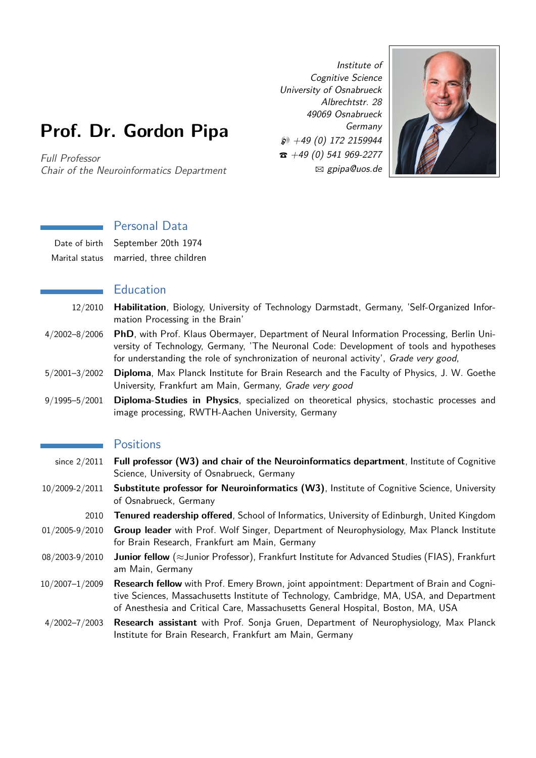# Prof. Dr. Gordon Pipa

*Full Professor*
*Chair of the Neuroinformatics Department*

*Institute of Cognitive Science*
*University of Osnabrueck*
*Albrechtstr. 28*
*49069 Osnabrueck*
*Germany*
*+49 (0) 172 2159944*
*+49 (0) 541 969-2277*
*gpipa@uos.de*

## Personal Data

Date of birth: September 20th 1974

Marital status: married, three children

## Education

12/2010 — **Habilitation**, Biology, University of Technology Darmstadt, Germany, 'Self-Organized Information Processing in the Brain'

4/2002–8/2006 — **PhD**, with Prof. Klaus Obermayer, Department of Neural Information Processing, Berlin University of Technology, Germany, 'The Neuronal Code: Development of tools and hypotheses for understanding the role of synchronization of neuronal activity', *Grade very good*,

5/2001–3/2002 — **Diploma**, Max Planck Institute for Brain Research and the Faculty of Physics, J. W. Goethe University, Frankfurt am Main, Germany, *Grade very good*

9/1995–5/2001 — **Diploma-Studies in Physics**, specialized on theoretical physics, stochastic processes and image processing, RWTH-Aachen University, Germany

## Positions

since 2/2011 — **Full professor (W3) and chair of the Neuroinformatics department**, Institute of Cognitive Science, University of Osnabrueck, Germany

10/2009-2/2011 — **Substitute professor for Neuroinformatics (W3)**, Institute of Cognitive Science, University of Osnabrueck, Germany

2010 — **Tenured readership offered**, School of Informatics, University of Edinburgh, United Kingdom

01/2005-9/2010 — **Group leader** with Prof. Wolf Singer, Department of Neurophysiology, Max Planck Institute for Brain Research, Frankfurt am Main, Germany

08/2003-9/2010 — **Junior fellow** (≈Junior Professor), Frankfurt Institute for Advanced Studies (FIAS), Frankfurt am Main, Germany

10/2007–1/2009 — **Research fellow** with Prof. Emery Brown, joint appointment: Department of Brain and Cognitive Sciences, Massachusetts Institute of Technology, Cambridge, MA, USA, and Department of Anesthesia and Critical Care, Massachusetts General Hospital, Boston, MA, USA

4/2002–7/2003 — **Research assistant** with Prof. Sonja Gruen, Department of Neurophysiology, Max Planck Institute for Brain Research, Frankfurt am Main, Germany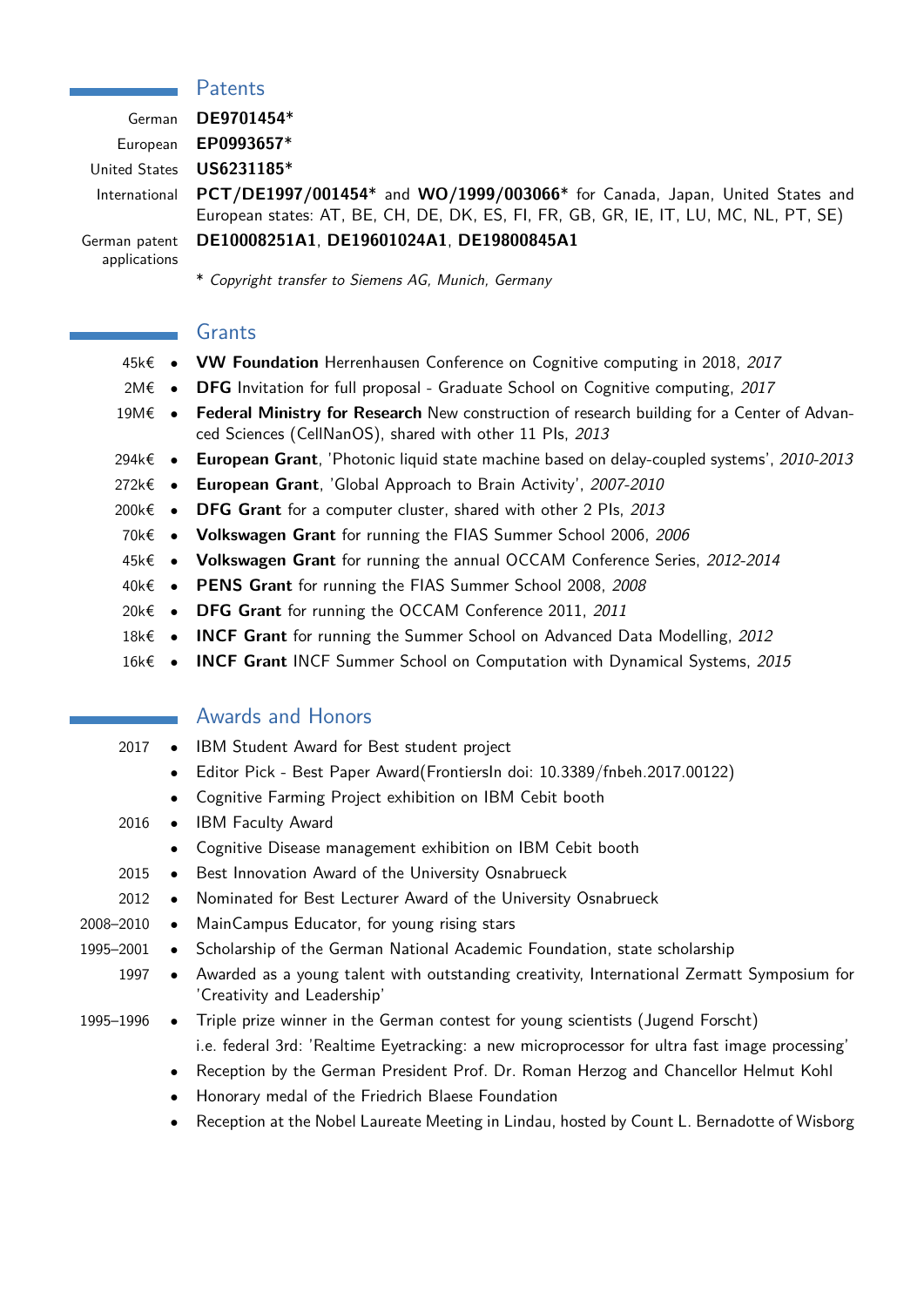## Patents

German **DE9701454***

European **EP0993657***

United States **US6231185***

International **PCT/DE1997/001454*** and **WO/1999/003066*** for Canada, Japan, United States and European states: AT, BE, CH, DE, DK, ES, FI, FR, GB, GR, IE, IT, LU, MC, NL, PT, SE)

German patent applications **DE10008251A1**, **DE19601024A1**, **DE19800845A1**

\* *Copyright transfer to Siemens AG, Munich, Germany*

## Grants

- 45k€ **VW Foundation** Herrenhausen Conference on Cognitive computing in 2018, *2017*
- 2M€ **DFG** Invitation for full proposal - Graduate School on Cognitive computing, *2017*
- 19M€ **Federal Ministry for Research** New construction of research building for a Center of Advanced Sciences (CellNanOS), shared with other 11 PIs, *2013*
- 294k€ **European Grant**, 'Photonic liquid state machine based on delay-coupled systems', *2010-2013*
- 272k€ **European Grant**, 'Global Approach to Brain Activity', *2007-2010*
- 200k€ **DFG Grant** for a computer cluster, shared with other 2 PIs, *2013*
- 70k€ **Volkswagen Grant** for running the FIAS Summer School 2006, *2006*
- 45k€ **Volkswagen Grant** for running the annual OCCAM Conference Series, *2012-2014*
- 40k€ **PENS Grant** for running the FIAS Summer School 2008, *2008*
- 20k€ **DFG Grant** for running the OCCAM Conference 2011, *2011*
- 18k€ **INCF Grant** for running the Summer School on Advanced Data Modelling, *2012*
- 16k€ **INCF Grant** INCF Summer School on Computation with Dynamical Systems, *2015*

## Awards and Honors

- 2017
  - IBM Student Award for Best student project
  - Editor Pick - Best Paper Award(FrontiersIn doi: 10.3389/fnbeh.2017.00122)
  - Cognitive Farming Project exhibition on IBM Cebit booth
- 2016
  - IBM Faculty Award
  - Cognitive Disease management exhibition on IBM Cebit booth
- 2015
  - Best Innovation Award of the University Osnabrueck
- 2012
  - Nominated for Best Lecturer Award of the University Osnabrueck
- 2008–2010
  - MainCampus Educator, for young rising stars
- 1995–2001
  - Scholarship of the German National Academic Foundation, state scholarship
- 1997
  - Awarded as a young talent with outstanding creativity, International Zermatt Symposium for 'Creativity and Leadership'
- 1995–1996
  - Triple prize winner in the German contest for young scientists (Jugend Forscht)
    i.e. federal 3rd: 'Realtime Eyetracking: a new microprocessor for ultra fast image processing'
  - Reception by the German President Prof. Dr. Roman Herzog and Chancellor Helmut Kohl
  - Honorary medal of the Friedrich Blaese Foundation
  - Reception at the Nobel Laureate Meeting in Lindau, hosted by Count L. Bernadotte of Wisborg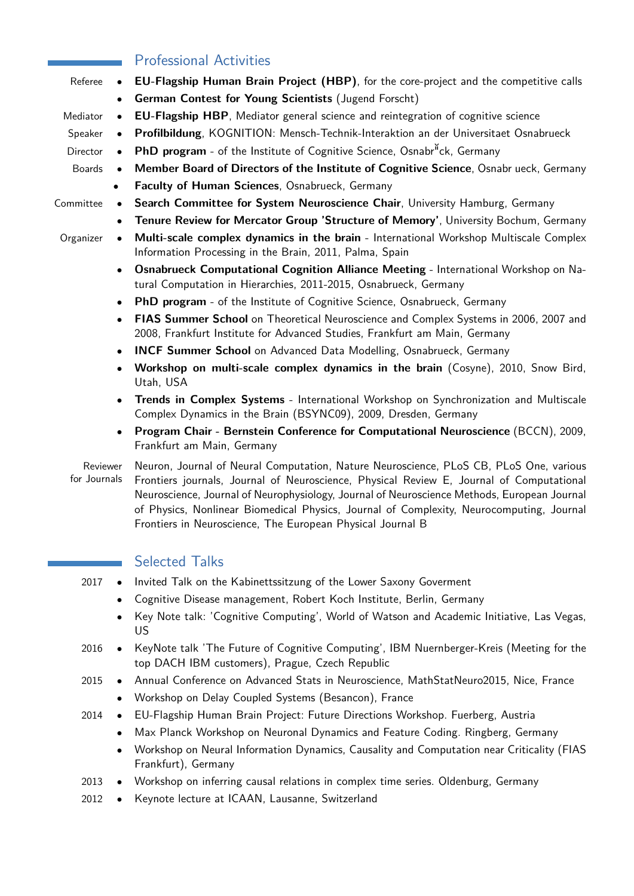## Professional Activities

**Referee**

- **EU-Flagship Human Brain Project (HBP)**, for the core-project and the competitive calls
- **German Contest for Young Scientists** (Jugend Forscht)

**Mediator**

- **EU-Flagship HBP**, Mediator general science and reintegration of cognitive science

**Speaker**

- **Profilbildung**, KOGNITION: Mensch-Technik-Interaktion an der Universitaet Osnabrueck

**Director**

- **PhD program** - of the Institute of Cognitive Science, Osnabr¨ck, Germany

**Boards**

- **Member Board of Directors of the Institute of Cognitive Science**, Osnabr ueck, Germany
- **Faculty of Human Sciences**, Osnabrueck, Germany

**Committee**

- **Search Committee for System Neuroscience Chair**, University Hamburg, Germany
- **Tenure Review for Mercator Group 'Structure of Memory'**, University Bochum, Germany

**Organizer**

- **Multi-scale complex dynamics in the brain** - International Workshop Multiscale Complex Information Processing in the Brain, 2011, Palma, Spain
- **Osnabrueck Computational Cognition Alliance Meeting** - International Workshop on Natural Computation in Hierarchies, 2011-2015, Osnabrueck, Germany
- **PhD program** - of the Institute of Cognitive Science, Osnabrueck, Germany
- **FIAS Summer School** on Theoretical Neuroscience and Complex Systems in 2006, 2007 and 2008, Frankfurt Institute for Advanced Studies, Frankfurt am Main, Germany
- **INCF Summer School** on Advanced Data Modelling, Osnabrueck, Germany
- **Workshop on multi-scale complex dynamics in the brain** (Cosyne), 2010, Snow Bird, Utah, USA
- **Trends in Complex Systems** - International Workshop on Synchronization and Multiscale Complex Dynamics in the Brain (BSYNC09), 2009, Dresden, Germany
- **Program Chair - Bernstein Conference for Computational Neuroscience** (BCCN), 2009, Frankfurt am Main, Germany

**Reviewer for Journals**

Neuron, Journal of Neural Computation, Nature Neuroscience, PLoS CB, PLoS One, various Frontiers journals, Journal of Neuroscience, Physical Review E, Journal of Computational Neuroscience, Journal of Neurophysiology, Journal of Neuroscience Methods, European Journal of Physics, Nonlinear Biomedical Physics, Journal of Complexity, Neurocomputing, Journal Frontiers in Neuroscience, The European Physical Journal B

## Selected Talks

**2017**

- Invited Talk on the Kabinettssitzung of the Lower Saxony Goverment
- Cognitive Disease management, Robert Koch Institute, Berlin, Germany
- Key Note talk: 'Cognitive Computing', World of Watson and Academic Initiative, Las Vegas, US

**2016**

- KeyNote talk 'The Future of Cognitive Computing', IBM Nuernberger-Kreis (Meeting for the top DACH IBM customers), Prague, Czech Republic

**2015**

- Annual Conference on Advanced Stats in Neuroscience, MathStatNeuro2015, Nice, France
- Workshop on Delay Coupled Systems (Besancon), France

**2014**

- EU-Flagship Human Brain Project: Future Directions Workshop. Fuerberg, Austria
- Max Planck Workshop on Neuronal Dynamics and Feature Coding. Ringberg, Germany
- Workshop on Neural Information Dynamics, Causality and Computation near Criticality (FIAS Frankfurt), Germany

**2013**

- Workshop on inferring causal relations in complex time series. Oldenburg, Germany

**2012**

- Keynote lecture at ICAAN, Lausanne, Switzerland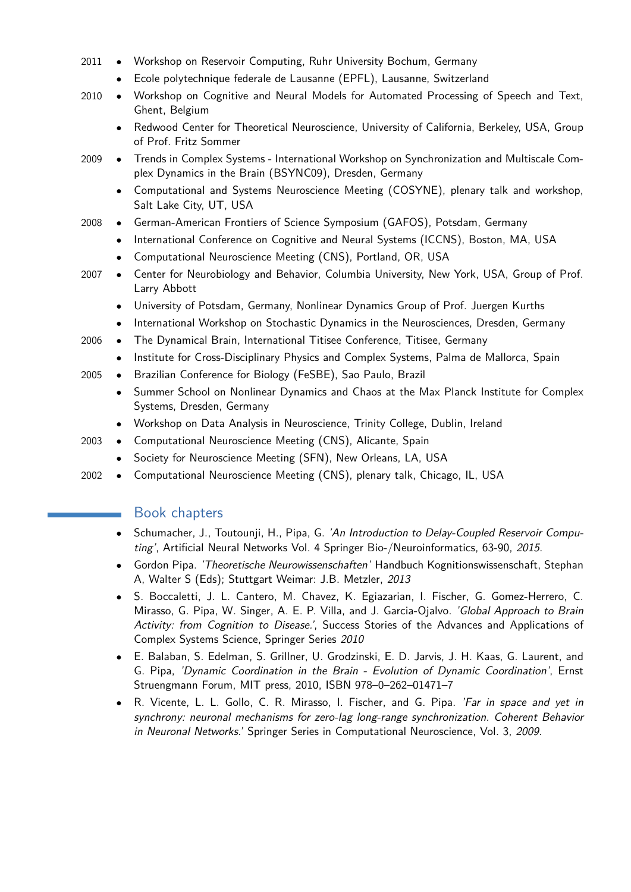- 2011
  - Workshop on Reservoir Computing, Ruhr University Bochum, Germany
  - Ecole polytechnique federale de Lausanne (EPFL), Lausanne, Switzerland
- 2010
  - Workshop on Cognitive and Neural Models for Automated Processing of Speech and Text, Ghent, Belgium
  - Redwood Center for Theoretical Neuroscience, University of California, Berkeley, USA, Group of Prof. Fritz Sommer
- 2009
  - Trends in Complex Systems - International Workshop on Synchronization and Multiscale Complex Dynamics in the Brain (BSYNC09), Dresden, Germany
  - Computational and Systems Neuroscience Meeting (COSYNE), plenary talk and workshop, Salt Lake City, UT, USA
- 2008
  - German-American Frontiers of Science Symposium (GAFOS), Potsdam, Germany
  - International Conference on Cognitive and Neural Systems (ICCNS), Boston, MA, USA
  - Computational Neuroscience Meeting (CNS), Portland, OR, USA
- 2007
  - Center for Neurobiology and Behavior, Columbia University, New York, USA, Group of Prof. Larry Abbott
  - University of Potsdam, Germany, Nonlinear Dynamics Group of Prof. Juergen Kurths
  - International Workshop on Stochastic Dynamics in the Neurosciences, Dresden, Germany
- 2006
  - The Dynamical Brain, International Titisee Conference, Titisee, Germany
  - Institute for Cross-Disciplinary Physics and Complex Systems, Palma de Mallorca, Spain
- 2005
  - Brazilian Conference for Biology (FeSBE), Sao Paulo, Brazil
  - Summer School on Nonlinear Dynamics and Chaos at the Max Planck Institute for Complex Systems, Dresden, Germany
  - Workshop on Data Analysis in Neuroscience, Trinity College, Dublin, Ireland
- 2003
  - Computational Neuroscience Meeting (CNS), Alicante, Spain
  - Society for Neuroscience Meeting (SFN), New Orleans, LA, USA
- 2002
  - Computational Neuroscience Meeting (CNS), plenary talk, Chicago, IL, USA

## Book chapters

- Schumacher, J., Toutounji, H., Pipa, G. *'An Introduction to Delay-Coupled Reservoir Computing'*, Artificial Neural Networks Vol. 4 Springer Bio-/Neuroinformatics, 63-90, *2015*.
- Gordon Pipa. *'Theoretische Neurowissenschaften'* Handbuch Kognitionswissenschaft, Stephan A, Walter S (Eds); Stuttgart Weimar: J.B. Metzler, *2013*
- S. Boccaletti, J. L. Cantero, M. Chavez, K. Egiazarian, I. Fischer, G. Gomez-Herrero, C. Mirasso, G. Pipa, W. Singer, A. E. P. Villa, and J. Garcia-Ojalvo. *'Global Approach to Brain Activity: from Cognition to Disease.'*, Success Stories of the Advances and Applications of Complex Systems Science, Springer Series *2010*
- E. Balaban, S. Edelman, S. Grillner, U. Grodzinski, E. D. Jarvis, J. H. Kaas, G. Laurent, and G. Pipa, *'Dynamic Coordination in the Brain - Evolution of Dynamic Coordination'*, Ernst Struengmann Forum, MIT press, 2010, ISBN 978–0–262–01471–7
- R. Vicente, L. L. Gollo, C. R. Mirasso, I. Fischer, and G. Pipa. *'Far in space and yet in synchrony: neuronal mechanisms for zero-lag long-range synchronization. Coherent Behavior in Neuronal Networks.'* Springer Series in Computational Neuroscience, Vol. 3, *2009*.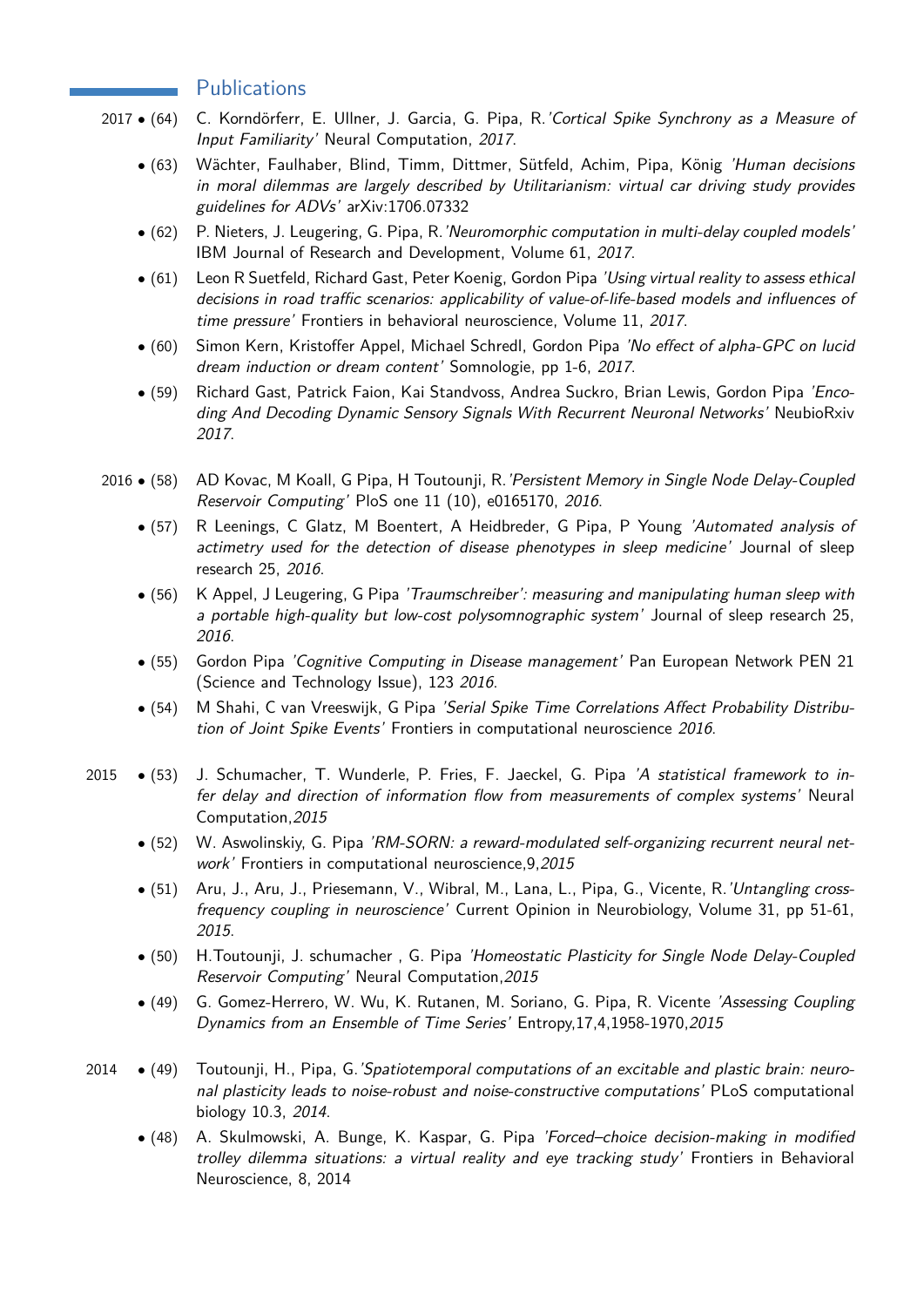## Publications

**2017**

- (64) C. Korndörferr, E. Ullner, J. Garcia, G. Pipa, R.*'Cortical Spike Synchrony as a Measure of Input Familiarity'* Neural Computation, *2017*.
- (63) Wächter, Faulhaber, Blind, Timm, Dittmer, Sütfeld, Achim, Pipa, König *'Human decisions in moral dilemmas are largely described by Utilitarianism: virtual car driving study provides guidelines for ADVs'* arXiv:1706.07332
- (62) P. Nieters, J. Leugering, G. Pipa, R.*'Neuromorphic computation in multi-delay coupled models'* IBM Journal of Research and Development, Volume 61, *2017*.
- (61) Leon R Suetfeld, Richard Gast, Peter Koenig, Gordon Pipa *'Using virtual reality to assess ethical decisions in road traffic scenarios: applicability of value-of-life-based models and influences of time pressure'* Frontiers in behavioral neuroscience, Volume 11, *2017*.
- (60) Simon Kern, Kristoffer Appel, Michael Schredl, Gordon Pipa *'No effect of alpha-GPC on lucid dream induction or dream content'* Somnologie, pp 1-6, *2017*.
- (59) Richard Gast, Patrick Faion, Kai Standvoss, Andrea Suckro, Brian Lewis, Gordon Pipa *'Encoding And Decoding Dynamic Sensory Signals With Recurrent Neuronal Networks'* NeubioRxiv *2017*.

**2016**

- (58) AD Kovac, M Koall, G Pipa, H Toutounji, R.*'Persistent Memory in Single Node Delay-Coupled Reservoir Computing'* PloS one 11 (10), e0165170, *2016*.
- (57) R Leenings, C Glatz, M Boentert, A Heidbreder, G Pipa, P Young *'Automated analysis of actimetry used for the detection of disease phenotypes in sleep medicine'* Journal of sleep research 25, *2016*.
- (56) K Appel, J Leugering, G Pipa *'Traumschreiber': measuring and manipulating human sleep with a portable high-quality but low-cost polysomnographic system'* Journal of sleep research 25, *2016*.
- (55) Gordon Pipa *'Cognitive Computing in Disease management'* Pan European Network PEN 21 (Science and Technology Issue), 123 *2016*.
- (54) M Shahi, C van Vreeswijk, G Pipa *'Serial Spike Time Correlations Affect Probability Distribution of Joint Spike Events'* Frontiers in computational neuroscience *2016*.

**2015**

- (53) J. Schumacher, T. Wunderle, P. Fries, F. Jaeckel, G. Pipa *'A statistical framework to infer delay and direction of information flow from measurements of complex systems'* Neural Computation,*2015*
- (52) W. Aswolinskiy, G. Pipa *'RM-SORN: a reward-modulated self-organizing recurrent neural network'* Frontiers in computational neuroscience,9,*2015*
- (51) Aru, J., Aru, J., Priesemann, V., Wibral, M., Lana, L., Pipa, G., Vicente, R.*'Untangling cross-frequency coupling in neuroscience'* Current Opinion in Neurobiology, Volume 31, pp 51-61, *2015*.
- (50) H.Toutounji, J. schumacher , G. Pipa *'Homeostatic Plasticity for Single Node Delay-Coupled Reservoir Computing'* Neural Computation,*2015*
- (49) G. Gomez-Herrero, W. Wu, K. Rutanen, M. Soriano, G. Pipa, R. Vicente *'Assessing Coupling Dynamics from an Ensemble of Time Series'* Entropy,17,4,1958-1970,*2015*

**2014**

- (49) Toutounji, H., Pipa, G.*'Spatiotemporal computations of an excitable and plastic brain: neuronal plasticity leads to noise-robust and noise-constructive computations'* PLoS computational biology 10.3, *2014*.
- (48) A. Skulmowski, A. Bunge, K. Kaspar, G. Pipa *'Forced–choice decision-making in modified trolley dilemma situations: a virtual reality and eye tracking study'* Frontiers in Behavioral Neuroscience, 8, 2014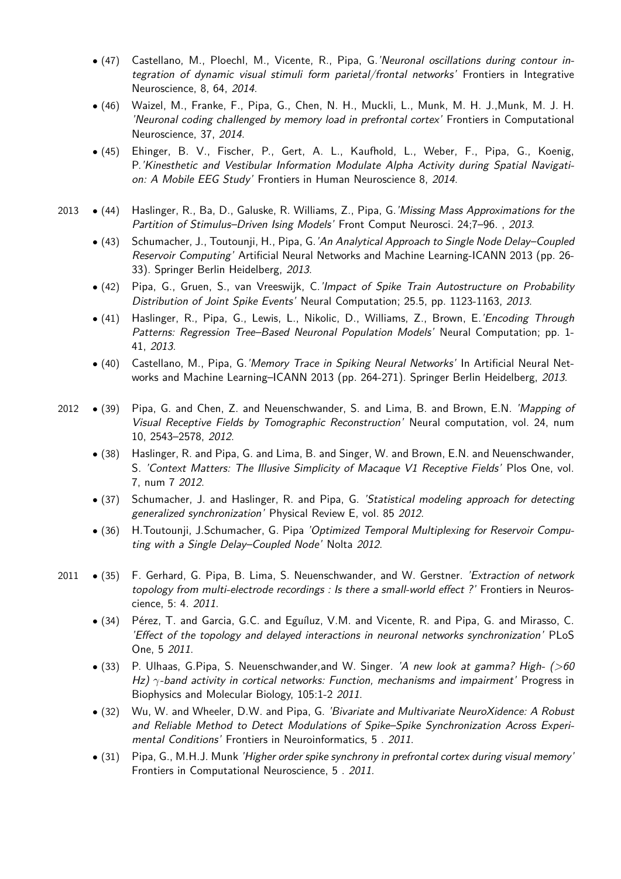- (47) Castellano, M., Ploechl, M., Vicente, R., Pipa, G.*'Neuronal oscillations during contour integration of dynamic visual stimuli form parietal/frontal networks'* Frontiers in Integrative Neuroscience, 8, 64, *2014*.
- (46) Waizel, M., Franke, F., Pipa, G., Chen, N. H., Muckli, L., Munk, M. H. J.,Munk, M. J. H. *'Neuronal coding challenged by memory load in prefrontal cortex'* Frontiers in Computational Neuroscience, 37, *2014*.
- (45) Ehinger, B. V., Fischer, P., Gert, A. L., Kaufhold, L., Weber, F., Pipa, G., Koenig, P.*'Kinesthetic and Vestibular Information Modulate Alpha Activity during Spatial Navigation: A Mobile EEG Study'* Frontiers in Human Neuroscience 8, *2014*.

2013

- (44) Haslinger, R., Ba, D., Galuske, R. Williams, Z., Pipa, G.*'Missing Mass Approximations for the Partition of Stimulus–Driven Ising Models'* Front Comput Neurosci. 24;7–96. , *2013*.
- (43) Schumacher, J., Toutounji, H., Pipa, G.*'An Analytical Approach to Single Node Delay–Coupled Reservoir Computing'* Artificial Neural Networks and Machine Learning-ICANN 2013 (pp. 26-33). Springer Berlin Heidelberg, *2013*.
- (42) Pipa, G., Gruen, S., van Vreeswijk, C.*'Impact of Spike Train Autostructure on Probability Distribution of Joint Spike Events'* Neural Computation; 25.5, pp. 1123-1163, *2013*.
- (41) Haslinger, R., Pipa, G., Lewis, L., Nikolic, D., Williams, Z., Brown, E.*'Encoding Through Patterns: Regression Tree–Based Neuronal Population Models'* Neural Computation; pp. 1-41, *2013*.
- (40) Castellano, M., Pipa, G.*'Memory Trace in Spiking Neural Networks'* In Artificial Neural Networks and Machine Learning–ICANN 2013 (pp. 264-271). Springer Berlin Heidelberg, *2013*.

2012

- (39) Pipa, G. and Chen, Z. and Neuenschwander, S. and Lima, B. and Brown, E.N. *'Mapping of Visual Receptive Fields by Tomographic Reconstruction'* Neural computation, vol. 24, num 10, 2543–2578, *2012*.
- (38) Haslinger, R. and Pipa, G. and Lima, B. and Singer, W. and Brown, E.N. and Neuenschwander, S. *'Context Matters: The Illusive Simplicity of Macaque V1 Receptive Fields'* Plos One, vol. 7, num 7 *2012*.
- (37) Schumacher, J. and Haslinger, R. and Pipa, G. *'Statistical modeling approach for detecting generalized synchronization'* Physical Review E, vol. 85 *2012*.
- (36) H.Toutounji, J.Schumacher, G. Pipa *'Optimized Temporal Multiplexing for Reservoir Computing with a Single Delay–Coupled Node'* Nolta *2012*.

2011

- (35) F. Gerhard, G. Pipa, B. Lima, S. Neuenschwander, and W. Gerstner. *'Extraction of network topology from multi-electrode recordings : Is there a small-world effect ?'* Frontiers in Neuroscience, 5: 4. *2011*.
- (34) Pérez, T. and Garcia, G.C. and Eguíluz, V.M. and Vicente, R. and Pipa, G. and Mirasso, C. *'Effect of the topology and delayed interactions in neuronal networks synchronization'* PLoS One, 5 *2011*.
- (33) P. Ulhaas, G.Pipa, S. Neuenschwander,and W. Singer. *'A new look at gamma? High- (>60 Hz) $\gamma$-band activity in cortical networks: Function, mechanisms and impairment'* Progress in Biophysics and Molecular Biology, 105:1-2 *2011*.
- (32) Wu, W. and Wheeler, D.W. and Pipa, G. *'Bivariate and Multivariate NeuroXidence: A Robust and Reliable Method to Detect Modulations of Spike–Spike Synchronization Across Experimental Conditions'* Frontiers in Neuroinformatics, 5 . *2011*.
- (31) Pipa, G., M.H.J. Munk *'Higher order spike synchrony in prefrontal cortex during visual memory'* Frontiers in Computational Neuroscience, 5 . *2011*.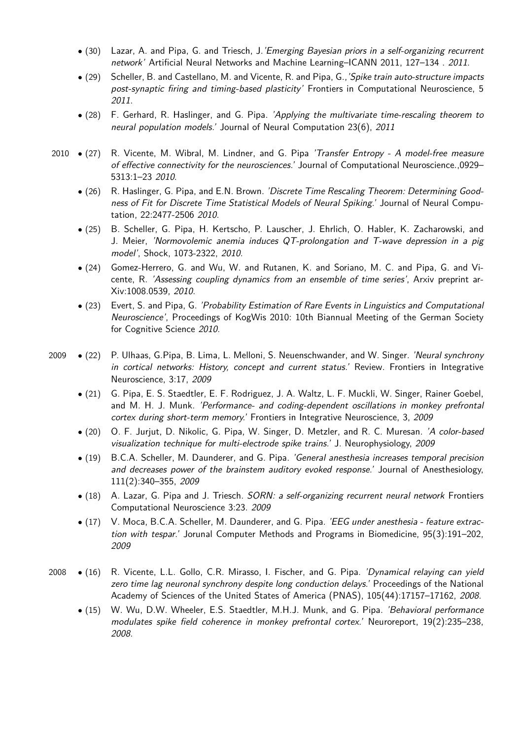- (30) Lazar, A. and Pipa, G. and Triesch, J.*'Emerging Bayesian priors in a self-organizing recurrent network'* Artificial Neural Networks and Machine Learning–ICANN 2011, 127–134 . *2011*.
- (29) Scheller, B. and Castellano, M. and Vicente, R. and Pipa, G.,*'Spike train auto-structure impacts post-synaptic firing and timing-based plasticity'* Frontiers in Computational Neuroscience, 5 *2011*.
- (28) F. Gerhard, R. Haslinger, and G. Pipa. *'Applying the multivariate time-rescaling theorem to neural population models.'* Journal of Neural Computation 23(6), *2011*

2010

- (27) R. Vicente, M. Wibral, M. Lindner, and G. Pipa *'Transfer Entropy - A model-free measure of effective connectivity for the neurosciences.'* Journal of Computational Neuroscience.,0929–5313:1–23 *2010*.
- (26) R. Haslinger, G. Pipa, and E.N. Brown. *'Discrete Time Rescaling Theorem: Determining Goodness of Fit for Discrete Time Statistical Models of Neural Spiking.'* Journal of Neural Computation, 22:2477-2506 *2010*.
- (25) B. Scheller, G. Pipa, H. Kertscho, P. Lauscher, J. Ehrlich, O. Habler, K. Zacharowski, and J. Meier, *'Normovolemic anemia induces QT-prolongation and T-wave depression in a pig model'*, Shock, 1073-2322, *2010*.
- (24) Gomez-Herrero, G. and Wu, W. and Rutanen, K. and Soriano, M. C. and Pipa, G. and Vicente, R. *'Assessing coupling dynamics from an ensemble of time series'*, Arxiv preprint arXiv:1008.0539, *2010*.
- (23) Evert, S. and Pipa, G. *'Probability Estimation of Rare Events in Linguistics and Computational Neuroscience'*, Proceedings of KogWis 2010: 10th Biannual Meeting of the German Society for Cognitive Science *2010*.

2009

- (22) P. Ulhaas, G.Pipa, B. Lima, L. Melloni, S. Neuenschwander, and W. Singer. *'Neural synchrony in cortical networks: History, concept and current status.'* Review. Frontiers in Integrative Neuroscience, 3:17, *2009*
- (21) G. Pipa, E. S. Staedtler, E. F. Rodriguez, J. A. Waltz, L. F. Muckli, W. Singer, Rainer Goebel, and M. H. J. Munk. *'Performance- and coding-dependent oscillations in monkey prefrontal cortex during short-term memory.'* Frontiers in Integrative Neuroscience, 3, *2009*
- (20) O. F. Jurjut, D. Nikolic, G. Pipa, W. Singer, D. Metzler, and R. C. Muresan. *'A color-based visualization technique for multi-electrode spike trains.'* J. Neurophysiology, *2009*
- (19) B.C.A. Scheller, M. Daunderer, and G. Pipa. *'General anesthesia increases temporal precision and decreases power of the brainstem auditory evoked response.'* Journal of Anesthesiology, 111(2):340–355, *2009*
- (18) A. Lazar, G. Pipa and J. Triesch. *SORN: a self-organizing recurrent neural network* Frontiers Computational Neuroscience 3:23. *2009*
- (17) V. Moca, B.C.A. Scheller, M. Daunderer, and G. Pipa. *'EEG under anesthesia - feature extraction with tespar.'* Jorunal Computer Methods and Programs in Biomedicine, 95(3):191–202, *2009*

2008

- (16) R. Vicente, L.L. Gollo, C.R. Mirasso, I. Fischer, and G. Pipa. *'Dynamical relaying can yield zero time lag neuronal synchrony despite long conduction delays.'* Proceedings of the National Academy of Sciences of the United States of America (PNAS), 105(44):17157–17162, *2008*.
- (15) W. Wu, D.W. Wheeler, E.S. Staedtler, M.H.J. Munk, and G. Pipa. *'Behavioral performance modulates spike field coherence in monkey prefrontal cortex.'* Neuroreport, 19(2):235–238, *2008*.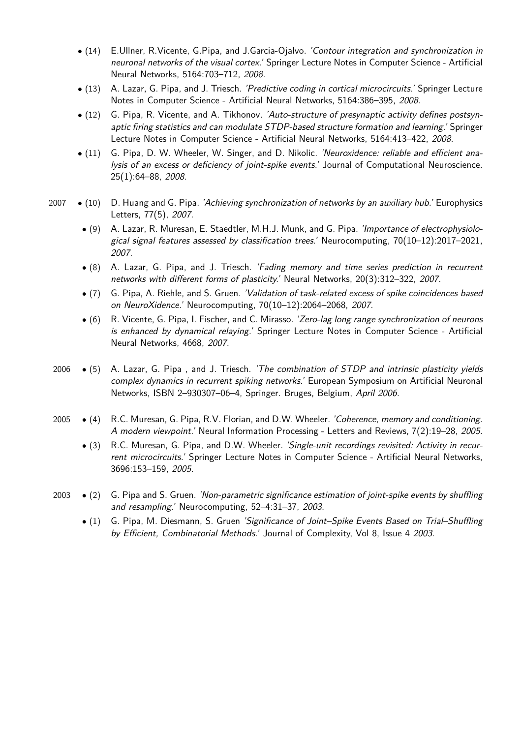- (14) E.Ullner, R.Vicente, G.Pipa, and J.Garcia-Ojalvo. *'Contour integration and synchronization in neuronal networks of the visual cortex.'* Springer Lecture Notes in Computer Science - Artificial Neural Networks, 5164:703–712, *2008*.
- (13) A. Lazar, G. Pipa, and J. Triesch. *'Predictive coding in cortical microcircuits.'* Springer Lecture Notes in Computer Science - Artificial Neural Networks, 5164:386–395, *2008*.
- (12) G. Pipa, R. Vicente, and A. Tikhonov. *'Auto-structure of presynaptic activity defines postsynaptic firing statistics and can modulate STDP-based structure formation and learning.'* Springer Lecture Notes in Computer Science - Artificial Neural Networks, 5164:413–422, *2008*.
- (11) G. Pipa, D. W. Wheeler, W. Singer, and D. Nikolic. *'Neuroxidence: reliable and efficient analysis of an excess or deficiency of joint-spike events.'* Journal of Computational Neuroscience. 25(1):64–88, *2008*.

2007

- (10) D. Huang and G. Pipa. *'Achieving synchronization of networks by an auxiliary hub.'* Europhysics Letters, 77(5), *2007*.
- (9) A. Lazar, R. Muresan, E. Staedtler, M.H.J. Munk, and G. Pipa. *'Importance of electrophysiological signal features assessed by classification trees.'* Neurocomputing, 70(10–12):2017–2021, *2007*.
- (8) A. Lazar, G. Pipa, and J. Triesch. *'Fading memory and time series prediction in recurrent networks with different forms of plasticity.'* Neural Networks, 20(3):312–322, *2007*.
- (7) G. Pipa, A. Riehle, and S. Gruen. *'Validation of task-related excess of spike coincidences based on NeuroXidence.'* Neurocomputing, 70(10–12):2064–2068, *2007*.
- (6) R. Vicente, G. Pipa, I. Fischer, and C. Mirasso. *'Zero-lag long range synchronization of neurons is enhanced by dynamical relaying.'* Springer Lecture Notes in Computer Science - Artificial Neural Networks, 4668, *2007*.

2006

- (5) A. Lazar, G. Pipa , and J. Triesch. *'The combination of STDP and intrinsic plasticity yields complex dynamics in recurrent spiking networks.'* European Symposium on Artificial Neuronal Networks, ISBN 2–930307–06–4, Springer. Bruges, Belgium, *April 2006*.

2005

- (4) R.C. Muresan, G. Pipa, R.V. Florian, and D.W. Wheeler. *'Coherence, memory and conditioning. A modern viewpoint.'* Neural Information Processing - Letters and Reviews, 7(2):19–28, *2005*.
- (3) R.C. Muresan, G. Pipa, and D.W. Wheeler. *'Single-unit recordings revisited: Activity in recurrent microcircuits.'* Springer Lecture Notes in Computer Science - Artificial Neural Networks, 3696:153–159, *2005*.

2003

- (2) G. Pipa and S. Gruen. *'Non-parametric significance estimation of joint-spike events by shuffling and resampling.'* Neurocomputing, 52–4:31–37, *2003*.
- (1) G. Pipa, M. Diesmann, S. Gruen *'Significance of Joint–Spike Events Based on Trial–Shuffling by Efficient, Combinatorial Methods.'* Journal of Complexity, Vol 8, Issue 4 *2003*.